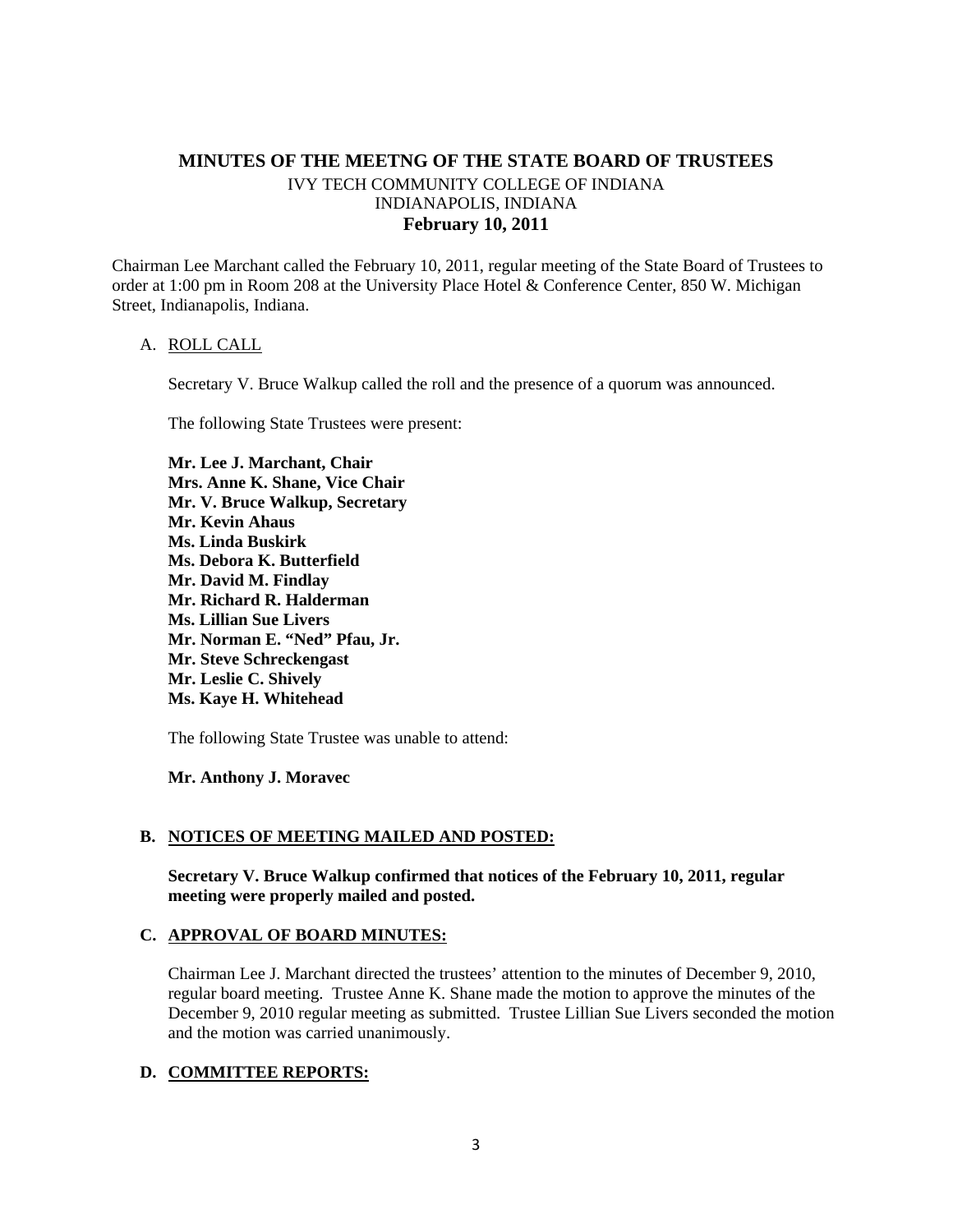# MINUTES OF THE MEETNG OF THE STATE BOARD OF TRUSTEES

IVY TECH COMMUNITY COLLEGE OF INDIANA
INDIANAPOLIS, INDIANA
**February 10, 2011**

Chairman Lee Marchant called the February 10, 2011, regular meeting of the State Board of Trustees to order at 1:00 pm in Room 208 at the University Place Hotel & Conference Center, 850 W. Michigan Street, Indianapolis, Indiana.

A. ROLL CALL

Secretary V. Bruce Walkup called the roll and the presence of a quorum was announced.

The following State Trustees were present:

**Mr. Lee J. Marchant, Chair**
**Mrs. Anne K. Shane, Vice Chair**
**Mr. V. Bruce Walkup, Secretary**
**Mr. Kevin Ahaus**
**Ms. Linda Buskirk**
**Ms. Debora K. Butterfield**
**Mr. David M. Findlay**
**Mr. Richard R. Halderman**
**Ms. Lillian Sue Livers**
**Mr. Norman E. "Ned" Pfau, Jr.**
**Mr. Steve Schreckengast**
**Mr. Leslie C. Shively**
**Ms. Kaye H. Whitehead**

The following State Trustee was unable to attend:

**Mr. Anthony J. Moravec**

**B. NOTICES OF MEETING MAILED AND POSTED:**

**Secretary V. Bruce Walkup confirmed that notices of the February 10, 2011, regular meeting were properly mailed and posted.**

**C. APPROVAL OF BOARD MINUTES:**

Chairman Lee J. Marchant directed the trustees' attention to the minutes of December 9, 2010, regular board meeting. Trustee Anne K. Shane made the motion to approve the minutes of the December 9, 2010 regular meeting as submitted. Trustee Lillian Sue Livers seconded the motion and the motion was carried unanimously.

**D. COMMITTEE REPORTS:**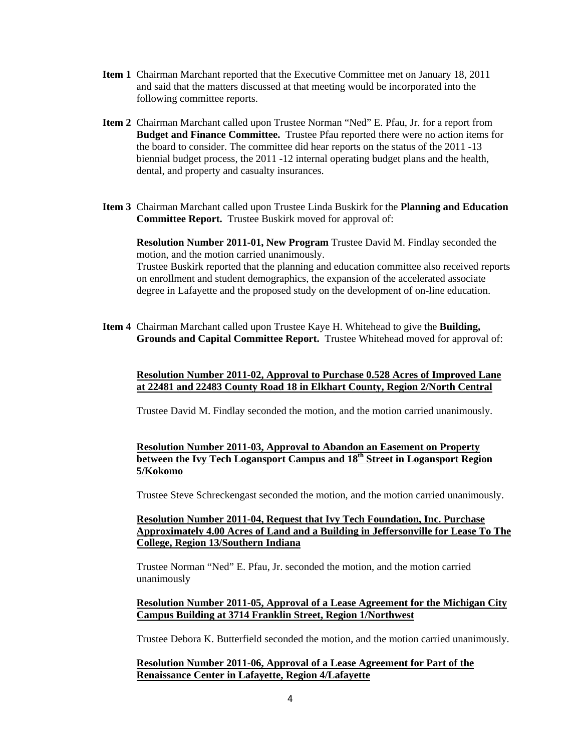**Item 1** Chairman Marchant reported that the Executive Committee met on January 18, 2011 and said that the matters discussed at that meeting would be incorporated into the following committee reports.

**Item 2** Chairman Marchant called upon Trustee Norman "Ned" E. Pfau, Jr. for a report from **Budget and Finance Committee.** Trustee Pfau reported there were no action items for the board to consider. The committee did hear reports on the status of the 2011 -13 biennial budget process, the 2011 -12 internal operating budget plans and the health, dental, and property and casualty insurances.

**Item 3** Chairman Marchant called upon Trustee Linda Buskirk for the **Planning and Education Committee Report.** Trustee Buskirk moved for approval of:

**Resolution Number 2011-01, New Program** Trustee David M. Findlay seconded the motion, and the motion carried unanimously.
Trustee Buskirk reported that the planning and education committee also received reports on enrollment and student demographics, the expansion of the accelerated associate degree in Lafayette and the proposed study on the development of on-line education.

**Item 4** Chairman Marchant called upon Trustee Kaye H. Whitehead to give the **Building, Grounds and Capital Committee Report.** Trustee Whitehead moved for approval of:

**Resolution Number 2011-02, Approval to Purchase 0.528 Acres of Improved Lane at 22481 and 22483 County Road 18 in Elkhart County, Region 2/North Central**

Trustee David M. Findlay seconded the motion, and the motion carried unanimously.

**Resolution Number 2011-03, Approval to Abandon an Easement on Property between the Ivy Tech Logansport Campus and 18th Street in Logansport Region 5/Kokomo**

Trustee Steve Schreckengast seconded the motion, and the motion carried unanimously.

**Resolution Number 2011-04, Request that Ivy Tech Foundation, Inc. Purchase Approximately 4.00 Acres of Land and a Building in Jeffersonville for Lease To The College, Region 13/Southern Indiana**

Trustee Norman "Ned" E. Pfau, Jr. seconded the motion, and the motion carried unanimously

**Resolution Number 2011-05, Approval of a Lease Agreement for the Michigan City Campus Building at 3714 Franklin Street, Region 1/Northwest**

Trustee Debora K. Butterfield seconded the motion, and the motion carried unanimously.

**Resolution Number 2011-06, Approval of a Lease Agreement for Part of the Renaissance Center in Lafayette, Region 4/Lafayette**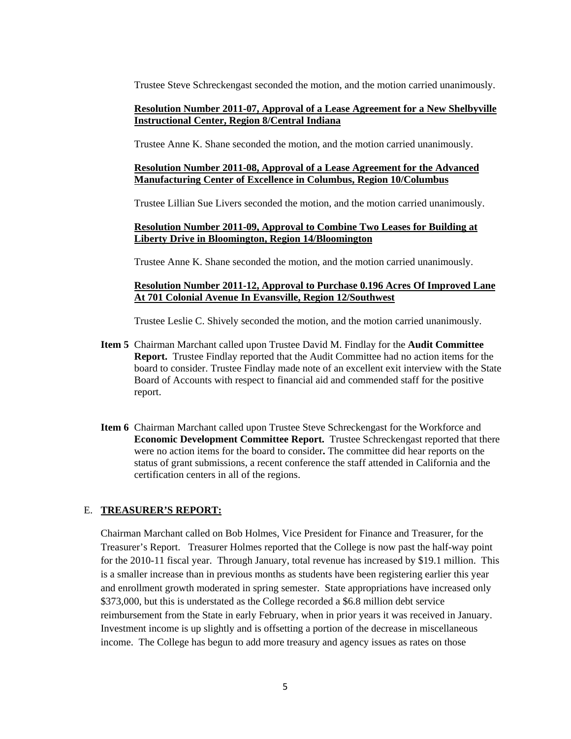Trustee Steve Schreckengast seconded the motion, and the motion carried unanimously.

**Resolution Number 2011-07, Approval of a Lease Agreement for a New Shelbyville Instructional Center, Region 8/Central Indiana**

Trustee Anne K. Shane seconded the motion, and the motion carried unanimously.

**Resolution Number 2011-08, Approval of a Lease Agreement for the Advanced Manufacturing Center of Excellence in Columbus, Region 10/Columbus**

Trustee Lillian Sue Livers seconded the motion, and the motion carried unanimously.

**Resolution Number 2011-09, Approval to Combine Two Leases for Building at Liberty Drive in Bloomington, Region 14/Bloomington**

Trustee Anne K. Shane seconded the motion, and the motion carried unanimously.

**Resolution Number 2011-12, Approval to Purchase 0.196 Acres Of Improved Lane At 701 Colonial Avenue In Evansville, Region 12/Southwest**

Trustee Leslie C. Shively seconded the motion, and the motion carried unanimously.

**Item 5** Chairman Marchant called upon Trustee David M. Findlay for the **Audit Committee Report.** Trustee Findlay reported that the Audit Committee had no action items for the board to consider. Trustee Findlay made note of an excellent exit interview with the State Board of Accounts with respect to financial aid and commended staff for the positive report.

**Item 6** Chairman Marchant called upon Trustee Steve Schreckengast for the Workforce and **Economic Development Committee Report.** Trustee Schreckengast reported that there were no action items for the board to consider**.** The committee did hear reports on the status of grant submissions, a recent conference the staff attended in California and the certification centers in all of the regions.

## E. TREASURER'S REPORT:

Chairman Marchant called on Bob Holmes, Vice President for Finance and Treasurer, for the Treasurer's Report. Treasurer Holmes reported that the College is now past the half-way point for the 2010-11 fiscal year. Through January, total revenue has increased by $19.1 million. This is a smaller increase than in previous months as students have been registering earlier this year and enrollment growth moderated in spring semester. State appropriations have increased only $373,000, but this is understated as the College recorded a $6.8 million debt service reimbursement from the State in early February, when in prior years it was received in January. Investment income is up slightly and is offsetting a portion of the decrease in miscellaneous income. The College has begun to add more treasury and agency issues as rates on those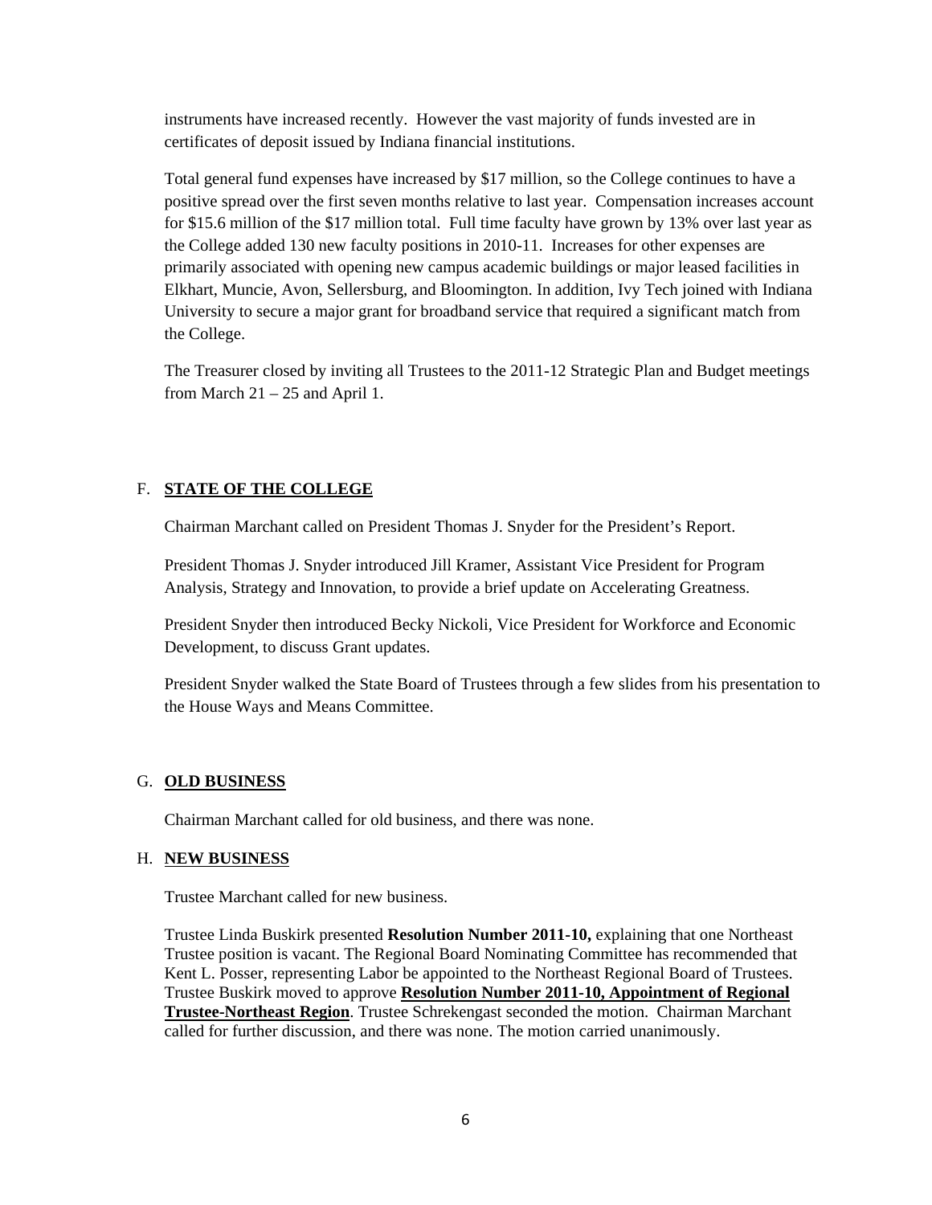instruments have increased recently. However the vast majority of funds invested are in certificates of deposit issued by Indiana financial institutions.

Total general fund expenses have increased by $17 million, so the College continues to have a positive spread over the first seven months relative to last year. Compensation increases account for $15.6 million of the $17 million total. Full time faculty have grown by 13% over last year as the College added 130 new faculty positions in 2010-11. Increases for other expenses are primarily associated with opening new campus academic buildings or major leased facilities in Elkhart, Muncie, Avon, Sellersburg, and Bloomington. In addition, Ivy Tech joined with Indiana University to secure a major grant for broadband service that required a significant match from the College.

The Treasurer closed by inviting all Trustees to the 2011-12 Strategic Plan and Budget meetings from March 21 – 25 and April 1.

## F. STATE OF THE COLLEGE

Chairman Marchant called on President Thomas J. Snyder for the President's Report.

President Thomas J. Snyder introduced Jill Kramer, Assistant Vice President for Program Analysis, Strategy and Innovation, to provide a brief update on Accelerating Greatness.

President Snyder then introduced Becky Nickoli, Vice President for Workforce and Economic Development, to discuss Grant updates.

President Snyder walked the State Board of Trustees through a few slides from his presentation to the House Ways and Means Committee.

## G. OLD BUSINESS

Chairman Marchant called for old business, and there was none.

## H. NEW BUSINESS

Trustee Marchant called for new business.

Trustee Linda Buskirk presented **Resolution Number 2011-10,** explaining that one Northeast Trustee position is vacant. The Regional Board Nominating Committee has recommended that Kent L. Posser, representing Labor be appointed to the Northeast Regional Board of Trustees. Trustee Buskirk moved to approve **Resolution Number 2011-10, Appointment of Regional Trustee-Northeast Region**. Trustee Schrekengast seconded the motion. Chairman Marchant called for further discussion, and there was none. The motion carried unanimously.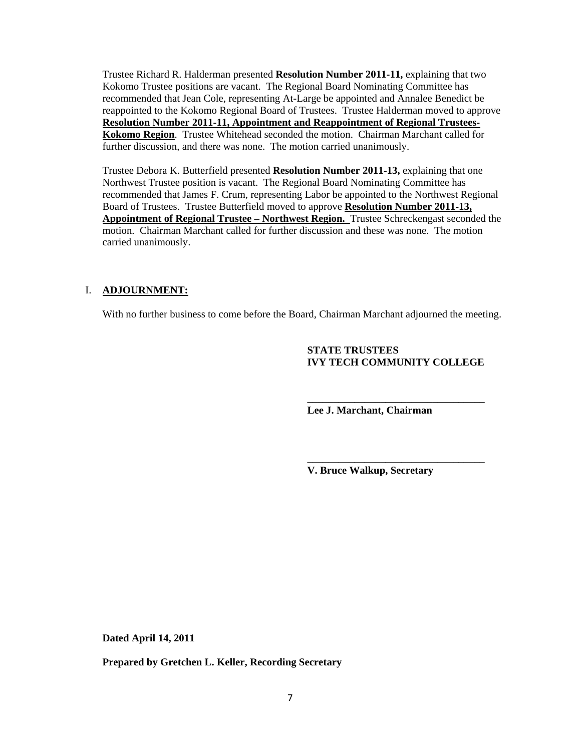Trustee Richard R. Halderman presented **Resolution Number 2011-11,** explaining that two Kokomo Trustee positions are vacant. The Regional Board Nominating Committee has recommended that Jean Cole, representing At-Large be appointed and Annalee Benedict be reappointed to the Kokomo Regional Board of Trustees. Trustee Halderman moved to approve **Resolution Number 2011-11, Appointment and Reappointment of Regional Trustees-Kokomo Region**. Trustee Whitehead seconded the motion. Chairman Marchant called for further discussion, and there was none. The motion carried unanimously.

Trustee Debora K. Butterfield presented **Resolution Number 2011-13,** explaining that one Northwest Trustee position is vacant. The Regional Board Nominating Committee has recommended that James F. Crum, representing Labor be appointed to the Northwest Regional Board of Trustees. Trustee Butterfield moved to approve **Resolution Number 2011-13, Appointment of Regional Trustee – Northwest Region.** Trustee Schreckengast seconded the motion. Chairman Marchant called for further discussion and these was none. The motion carried unanimously.

## I. ADJOURNMENT:

With no further business to come before the Board, Chairman Marchant adjourned the meeting.

**STATE TRUSTEES**
**IVY TECH COMMUNITY COLLEGE**

\_\_\_\_\_\_\_\_\_\_\_\_\_\_\_\_\_\_\_\_\_\_\_\_\_\_\_\_\_\_\_\_\_\_\_
**Lee J. Marchant, Chairman**

\_\_\_\_\_\_\_\_\_\_\_\_\_\_\_\_\_\_\_\_\_\_\_\_\_\_\_\_\_\_\_\_\_\_\_
**V. Bruce Walkup, Secretary**

**Dated April 14, 2011**

**Prepared by Gretchen L. Keller, Recording Secretary**